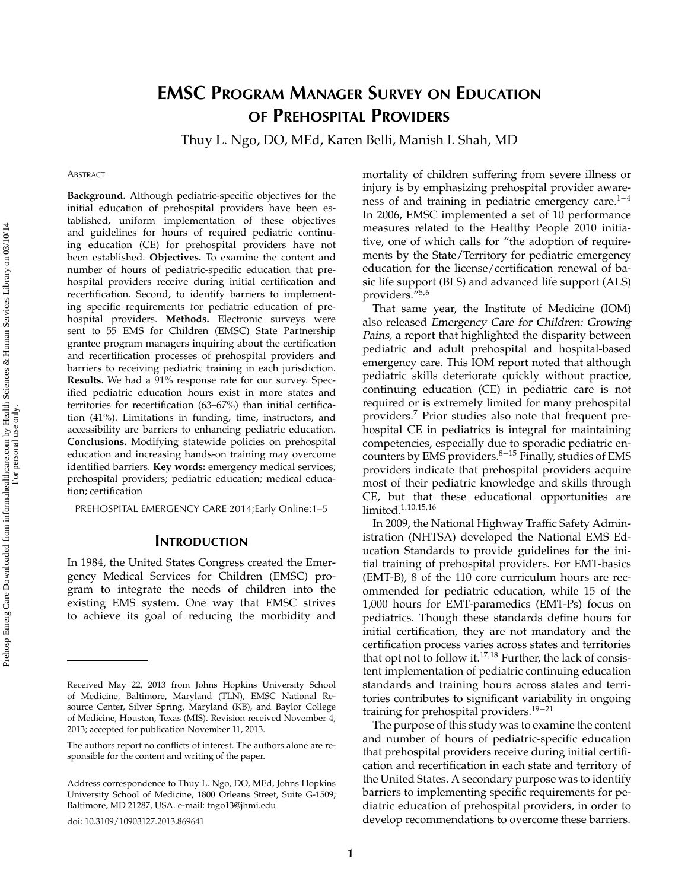# EMSC Program Manager Survey on Education of Prehospital Providers

Thuy L. Ngo, DO, MEd, Karen Belli, Manish I. Shah, MD

Abstract

**Background.** Although pediatric-specific objectives for the initial education of prehospital providers have been established, uniform implementation of these objectives and guidelines for hours of required pediatric continuing education (CE) for prehospital providers have not been established. **Objectives.** To examine the content and number of hours of pediatric-specific education that prehospital providers receive during initial certification and recertification. Second, to identify barriers to implementing specific requirements for pediatric education of prehospital providers. **Methods.** Electronic surveys were sent to 55 EMS for Children (EMSC) State Partnership grantee program managers inquiring about the certification and recertification processes of prehospital providers and barriers to receiving pediatric training in each jurisdiction. **Results.** We had a 91% response rate for our survey. Specified pediatric education hours exist in more states and territories for recertification (63–67%) than initial certification (41%). Limitations in funding, time, instructors, and accessibility are barriers to enhancing pediatric education. **Conclusions.** Modifying statewide policies on prehospital education and increasing hands-on training may overcome identified barriers. **Key words:** emergency medical services; prehospital providers; pediatric education; medical education; certification

PREHOSPITAL EMERGENCY CARE 2014;Early Online:1–5

## Introduction

In 1984, the United States Congress created the Emergency Medical Services for Children (EMSC) program to integrate the needs of children into the existing EMS system. One way that EMSC strives to achieve its goal of reducing the morbidity and mortality of children suffering from severe illness or injury is by emphasizing prehospital provider awareness of and training in pediatric emergency care.[1–4] In 2006, EMSC implemented a set of 10 performance measures related to the Healthy People 2010 initiative, one of which calls for "the adoption of requirements by the State/Territory for pediatric emergency education for the license/certification renewal of basic life support (BLS) and advanced life support (ALS) providers."[5,6]

That same year, the Institute of Medicine (IOM) also released *Emergency Care for Children: Growing Pains*, a report that highlighted the disparity between pediatric and adult prehospital and hospital-based emergency care. This IOM report noted that although pediatric skills deteriorate quickly without practice, continuing education (CE) in pediatric care is not required or is extremely limited for many prehospital providers.[7] Prior studies also note that frequent prehospital CE in pediatrics is integral for maintaining competencies, especially due to sporadic pediatric encounters by EMS providers.[8–15] Finally, studies of EMS providers indicate that prehospital providers acquire most of their pediatric knowledge and skills through CE, but that these educational opportunities are limited.[1,10,15,16]

In 2009, the National Highway Traffic Safety Administration (NHTSA) developed the National EMS Education Standards to provide guidelines for the initial training of prehospital providers. For EMT-basics (EMT-B), 8 of the 110 core curriculum hours are recommended for pediatric education, while 15 of the 1,000 hours for EMT-paramedics (EMT-Ps) focus on pediatrics. Though these standards define hours for initial certification, they are not mandatory and the certification process varies across states and territories that opt not to follow it.[17,18] Further, the lack of consistent implementation of pediatric continuing education standards and training hours across states and territories contributes to significant variability in ongoing training for prehospital providers.[19–21]

The purpose of this study was to examine the content and number of hours of pediatric-specific education that prehospital providers receive during initial certification and recertification in each state and territory of the United States. A secondary purpose was to identify barriers to implementing specific requirements for pediatric education of prehospital providers, in order to develop recommendations to overcome these barriers.

---

Received May 22, 2013 from Johns Hopkins University School of Medicine, Baltimore, Maryland (TLN), EMSC National Resource Center, Silver Spring, Maryland (KB), and Baylor College of Medicine, Houston, Texas (MIS). Revision received November 4, 2013; accepted for publication November 11, 2013.

The authors report no conflicts of interest. The authors alone are responsible for the content and writing of the paper.

Address correspondence to Thuy L. Ngo, DO, MEd, Johns Hopkins University School of Medicine, 1800 Orleans Street, Suite G-1509; Baltimore, MD 21287, USA. e-mail: tngo13@jhmi.edu

doi: 10.3109/10903127.2013.869641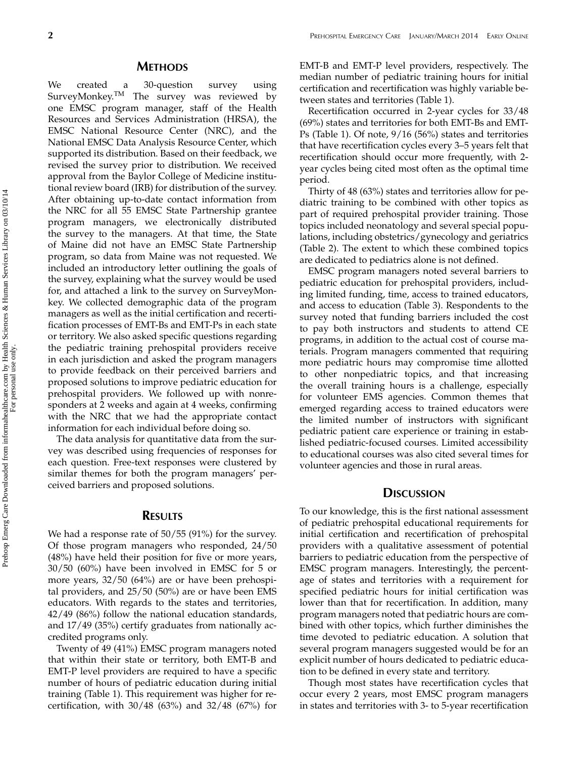## Methods

We created a 30-question survey using SurveyMonkey.™ The survey was reviewed by one EMSC program manager, staff of the Health Resources and Services Administration (HRSA), the EMSC National Resource Center (NRC), and the National EMSC Data Analysis Resource Center, which supported its distribution. Based on their feedback, we revised the survey prior to distribution. We received approval from the Baylor College of Medicine institutional review board (IRB) for distribution of the survey. After obtaining up-to-date contact information from the NRC for all 55 EMSC State Partnership grantee program managers, we electronically distributed the survey to the managers. At that time, the State of Maine did not have an EMSC State Partnership program, so data from Maine was not requested. We included an introductory letter outlining the goals of the survey, explaining what the survey would be used for, and attached a link to the survey on SurveyMonkey. We collected demographic data of the program managers as well as the initial certification and recertification processes of EMT-Bs and EMT-Ps in each state or territory. We also asked specific questions regarding the pediatric training prehospital providers receive in each jurisdiction and asked the program managers to provide feedback on their perceived barriers and proposed solutions to improve pediatric education for prehospital providers. We followed up with nonresponders at 2 weeks and again at 4 weeks, confirming with the NRC that we had the appropriate contact information for each individual before doing so.

The data analysis for quantitative data from the survey was described using frequencies of responses for each question. Free-text responses were clustered by similar themes for both the program managers' perceived barriers and proposed solutions.

## Results

We had a response rate of 50/55 (91%) for the survey. Of those program managers who responded, 24/50 (48%) have held their position for five or more years, 30/50 (60%) have been involved in EMSC for 5 or more years, 32/50 (64%) are or have been prehospital providers, and 25/50 (50%) are or have been EMS educators. With regards to the states and territories, 42/49 (86%) follow the national education standards, and 17/49 (35%) certify graduates from nationally accredited programs only.

Twenty of 49 (41%) EMSC program managers noted that within their state or territory, both EMT-B and EMT-P level providers are required to have a specific number of hours of pediatric education during initial training (Table 1). This requirement was higher for recertification, with 30/48 (63%) and 32/48 (67%) for EMT-B and EMT-P level providers, respectively. The median number of pediatric training hours for initial certification and recertification was highly variable between states and territories (Table 1).

Recertification occurred in 2-year cycles for 33/48 (69%) states and territories for both EMT-Bs and EMT-Ps (Table 1). Of note, 9/16 (56%) states and territories that have recertification cycles every 3–5 years felt that recertification should occur more frequently, with 2-year cycles being cited most often as the optimal time period.

Thirty of 48 (63%) states and territories allow for pediatric training to be combined with other topics as part of required prehospital provider training. Those topics included neonatology and several special populations, including obstetrics/gynecology and geriatrics (Table 2). The extent to which these combined topics are dedicated to pediatrics alone is not defined.

EMSC program managers noted several barriers to pediatric education for prehospital providers, including limited funding, time, access to trained educators, and access to education (Table 3). Respondents to the survey noted that funding barriers included the cost to pay both instructors and students to attend CE programs, in addition to the actual cost of course materials. Program managers commented that requiring more pediatric hours may compromise time allotted to other nonpediatric topics, and that increasing the overall training hours is a challenge, especially for volunteer EMS agencies. Common themes that emerged regarding access to trained educators were the limited number of instructors with significant pediatric patient care experience or training in established pediatric-focused courses. Limited accessibility to educational courses was also cited several times for volunteer agencies and those in rural areas.

## Discussion

To our knowledge, this is the first national assessment of pediatric prehospital educational requirements for initial certification and recertification of prehospital providers with a qualitative assessment of potential barriers to pediatric education from the perspective of EMSC program managers. Interestingly, the percentage of states and territories with a requirement for specified pediatric hours for initial certification was lower than that for recertification. In addition, many program managers noted that pediatric hours are combined with other topics, which further diminishes the time devoted to pediatric education. A solution that several program managers suggested would be for an explicit number of hours dedicated to pediatric education to be defined in every state and territory.

Though most states have recertification cycles that occur every 2 years, most EMSC program managers in states and territories with 3- to 5-year recertification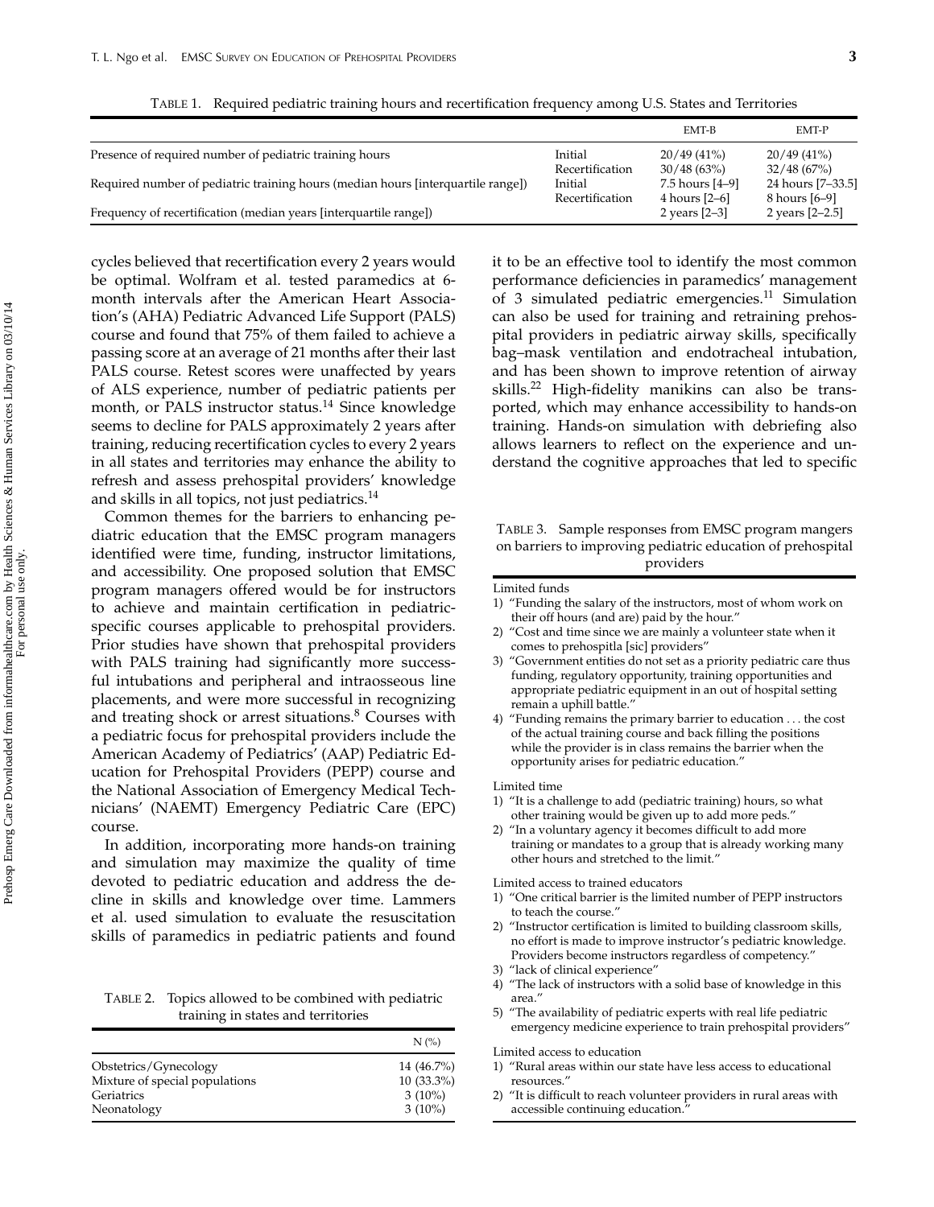TABLE 1. Required pediatric training hours and recertification frequency among U.S. States and Territories

| | | EMT-B | EMT-P |
|---|---|---|---|
| Presence of required number of pediatric training hours | Initial | 20/49 (41%) | 20/49 (41%) |
| | Recertification | 30/48 (63%) | 32/48 (67%) |
| Required number of pediatric training hours (median hours [interquartile range]) | Initial | 7.5 hours [4–9] | 24 hours [7–33.5] |
| | Recertification | 4 hours [2–6] | 8 hours [6–9] |
| Frequency of recertification (median years [interquartile range]) | | 2 years [2–3] | 2 years [2–2.5] |

cycles believed that recertification every 2 years would be optimal. Wolfram et al. tested paramedics at 6-month intervals after the American Heart Association's (AHA) Pediatric Advanced Life Support (PALS) course and found that 75% of them failed to achieve a passing score at an average of 21 months after their last PALS course. Retest scores were unaffected by years of ALS experience, number of pediatric patients per month, or PALS instructor status.[14] Since knowledge seems to decline for PALS approximately 2 years after training, reducing recertification cycles to every 2 years in all states and territories may enhance the ability to refresh and assess prehospital providers' knowledge and skills in all topics, not just pediatrics.[14]

Common themes for the barriers to enhancing pediatric education that the EMSC program managers identified were time, funding, instructor limitations, and accessibility. One proposed solution that EMSC program managers offered would be for instructors to achieve and maintain certification in pediatric-specific courses applicable to prehospital providers. Prior studies have shown that prehospital providers with PALS training had significantly more successful intubations and peripheral and intraosseous line placements, and were more successful in recognizing and treating shock or arrest situations.[8] Courses with a pediatric focus for prehospital providers include the American Academy of Pediatrics' (AAP) Pediatric Education for Prehospital Providers (PEPP) course and the National Association of Emergency Medical Technicians' (NAEMT) Emergency Pediatric Care (EPC) course.

In addition, incorporating more hands-on training and simulation may maximize the quality of time devoted to pediatric education and address the decline in skills and knowledge over time. Lammers et al. used simulation to evaluate the resuscitation skills of paramedics in pediatric patients and found it to be an effective tool to identify the most common performance deficiencies in paramedics' management of 3 simulated pediatric emergencies.[11] Simulation can also be used for training and retraining prehospital providers in pediatric airway skills, specifically bag–mask ventilation and endotracheal intubation, and has been shown to improve retention of airway skills.[22] High-fidelity manikins can also be transported, which may enhance accessibility to hands-on training. Hands-on simulation with debriefing also allows learners to reflect on the experience and understand the cognitive approaches that led to specific

TABLE 2. Topics allowed to be combined with pediatric training in states and territories

| | N (%) |
|---|---|
| Obstetrics/Gynecology | 14 (46.7%) |
| Mixture of special populations | 10 (33.3%) |
| Geriatrics | 3 (10%) |
| Neonatology | 3 (10%) |

TABLE 3. Sample responses from EMSC program mangers on barriers to improving pediatric education of prehospital providers

Limited funds

1) "Funding the salary of the instructors, most of whom work on their off hours (and are) paid by the hour."
2) "Cost and time since we are mainly a volunteer state when it comes to prehospitla [sic] providers"
3) "Government entities do not set as a priority pediatric care thus funding, regulatory opportunity, training opportunities and appropriate pediatric equipment in an out of hospital setting remain a uphill battle."
4) "Funding remains the primary barrier to education . . . the cost of the actual training course and back filling the positions while the provider is in class remains the barrier when the opportunity arises for pediatric education."

Limited time

1) "It is a challenge to add (pediatric training) hours, so what other training would be given up to add more peds."
2) "In a voluntary agency it becomes difficult to add more training or mandates to a group that is already working many other hours and stretched to the limit."

Limited access to trained educators

1) "One critical barrier is the limited number of PEPP instructors to teach the course."
2) "Instructor certification is limited to building classroom skills, no effort is made to improve instructor's pediatric knowledge. Providers become instructors regardless of competency."
3) "lack of clinical experience"
4) "The lack of instructors with a solid base of knowledge in this area."
5) "The availability of pediatric experts with real life pediatric emergency medicine experience to train prehospital providers"

Limited access to education

1) "Rural areas within our state have less access to educational resources."
2) "It is difficult to reach volunteer providers in rural areas with accessible continuing education."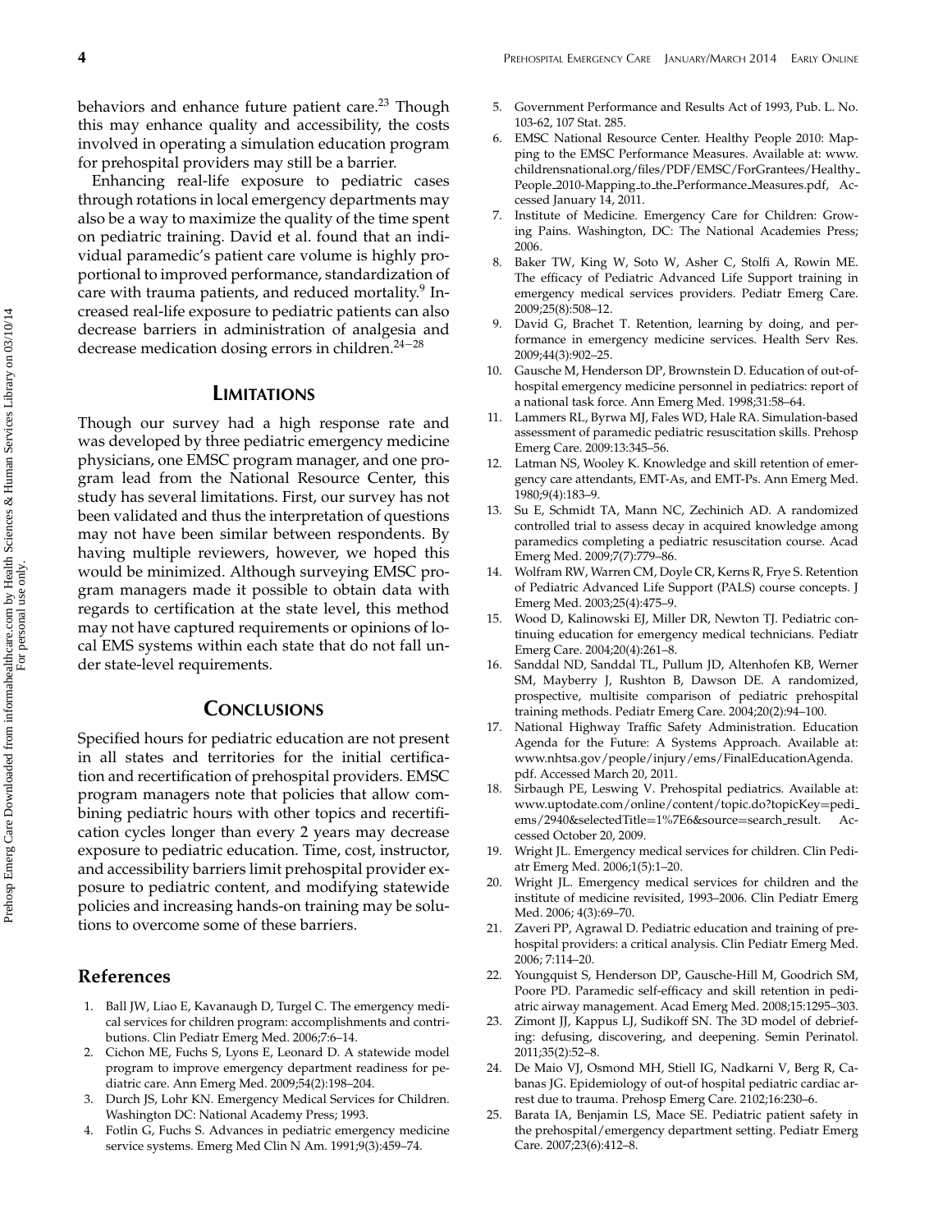behaviors and enhance future patient care.[23] Though this may enhance quality and accessibility, the costs involved in operating a simulation education program for prehospital providers may still be a barrier.

Enhancing real-life exposure to pediatric cases through rotations in local emergency departments may also be a way to maximize the quality of the time spent on pediatric training. David et al. found that an individual paramedic's patient care volume is highly proportional to improved performance, standardization of care with trauma patients, and reduced mortality.[9] Increased real-life exposure to pediatric patients can also decrease barriers in administration of analgesia and decrease medication dosing errors in children.[24–28]

## Limitations

Though our survey had a high response rate and was developed by three pediatric emergency medicine physicians, one EMSC program manager, and one program lead from the National Resource Center, this study has several limitations. First, our survey has not been validated and thus the interpretation of questions may not have been similar between respondents. By having multiple reviewers, however, we hoped this would be minimized. Although surveying EMSC program managers made it possible to obtain data with regards to certification at the state level, this method may not have captured requirements or opinions of local EMS systems within each state that do not fall under state-level requirements.

## Conclusions

Specified hours for pediatric education are not present in all states and territories for the initial certification and recertification of prehospital providers. EMSC program managers note that policies that allow combining pediatric hours with other topics and recertification cycles longer than every 2 years may decrease exposure to pediatric education. Time, cost, instructor, and accessibility barriers limit prehospital provider exposure to pediatric content, and modifying statewide policies and increasing hands-on training may be solutions to overcome some of these barriers.

## References

1. Ball JW, Liao E, Kavanaugh D, Turgel C. The emergency medical services for children program: accomplishments and contributions. Clin Pediatr Emerg Med. 2006;7:6–14.
2. Cichon ME, Fuchs S, Lyons E, Leonard D. A statewide model program to improve emergency department readiness for pediatric care. Ann Emerg Med. 2009;54(2):198–204.
3. Durch JS, Lohr KN. Emergency Medical Services for Children. Washington DC: National Academy Press; 1993.
4. Fotlin G, Fuchs S. Advances in pediatric emergency medicine service systems. Emerg Med Clin N Am. 1991;9(3):459–74.
5. Government Performance and Results Act of 1993, Pub. L. No. 103-62, 107 Stat. 285.
6. EMSC National Resource Center. Healthy People 2010: Mapping to the EMSC Performance Measures. Available at: www.childrensnational.org/files/PDF/EMSC/ForGrantees/Healthy_People_2010-Mapping_to_the_Performance_Measures.pdf, Accessed January 14, 2011.
7. Institute of Medicine. Emergency Care for Children: Growing Pains. Washington, DC: The National Academies Press; 2006.
8. Baker TW, King W, Soto W, Asher C, Stolfi A, Rowin ME. The efficacy of Pediatric Advanced Life Support training in emergency medical services providers. Pediatr Emerg Care. 2009;25(8):508–12.
9. David G, Brachet T. Retention, learning by doing, and performance in emergency medicine services. Health Serv Res. 2009;44(3):902–25.
10. Gausche M, Henderson DP, Brownstein D. Education of out-of-hospital emergency medicine personnel in pediatrics: report of a national task force. Ann Emerg Med. 1998;31:58–64.
11. Lammers RL, Byrwa MJ, Fales WD, Hale RA. Simulation-based assessment of paramedic pediatric resuscitation skills. Prehosp Emerg Care. 2009:13:345–56.
12. Latman NS, Wooley K. Knowledge and skill retention of emergency care attendants, EMT-As, and EMT-Ps. Ann Emerg Med. 1980;9(4):183–9.
13. Su E, Schmidt TA, Mann NC, Zechinich AD. A randomized controlled trial to assess decay in acquired knowledge among paramedics completing a pediatric resuscitation course. Acad Emerg Med. 2009;7(7):779–86.
14. Wolfram RW, Warren CM, Doyle CR, Kerns R, Frye S. Retention of Pediatric Advanced Life Support (PALS) course concepts. J Emerg Med. 2003;25(4):475–9.
15. Wood D, Kalinowski EJ, Miller DR, Newton TJ. Pediatric continuing education for emergency medical technicians. Pediatr Emerg Care. 2004;20(4):261–8.
16. Sanddal ND, Sanddal TL, Pullum JD, Altenhofen KB, Werner SM, Mayberry J, Rushton B, Dawson DE. A randomized, prospective, multisite comparison of pediatric prehospital training methods. Pediatr Emerg Care. 2004;20(2):94–100.
17. National Highway Traffic Safety Administration. Education Agenda for the Future: A Systems Approach. Available at: www.nhtsa.gov/people/injury/ems/FinalEducationAgenda.pdf. Accessed March 20, 2011.
18. Sirbaugh PE, Leswing V. Prehospital pediatrics. Available at: www.uptodate.com/online/content/topic.do?topicKey=pedi_ems/2940&selectedTitle=1%7E6&source=search_result. Accessed October 20, 2009.
19. Wright JL. Emergency medical services for children. Clin Pediatr Emerg Med. 2006;1(5):1–20.
20. Wright JL. Emergency medical services for children and the institute of medicine revisited, 1993–2006. Clin Pediatr Emerg Med. 2006; 4(3):69–70.
21. Zaveri PP, Agrawal D. Pediatric education and training of prehospital providers: a critical analysis. Clin Pediatr Emerg Med. 2006; 7:114–20.
22. Youngquist S, Henderson DP, Gausche-Hill M, Goodrich SM, Poore PD. Paramedic self-efficacy and skill retention in pediatric airway management. Acad Emerg Med. 2008;15:1295–303.
23. Zimont JJ, Kappus LJ, Sudikoff SN. The 3D model of debriefing: defusing, discovering, and deepening. Semin Perinatol. 2011;35(2):52–8.
24. De Maio VJ, Osmond MH, Stiell IG, Nadkarni V, Berg R, Cabanas JG. Epidemiology of out-of hospital pediatric cardiac arrest due to trauma. Prehosp Emerg Care. 2102;16:230–6.
25. Barata IA, Benjamin LS, Mace SE. Pediatric patient safety in the prehospital/emergency department setting. Pediatr Emerg Care. 2007;23(6):412–8.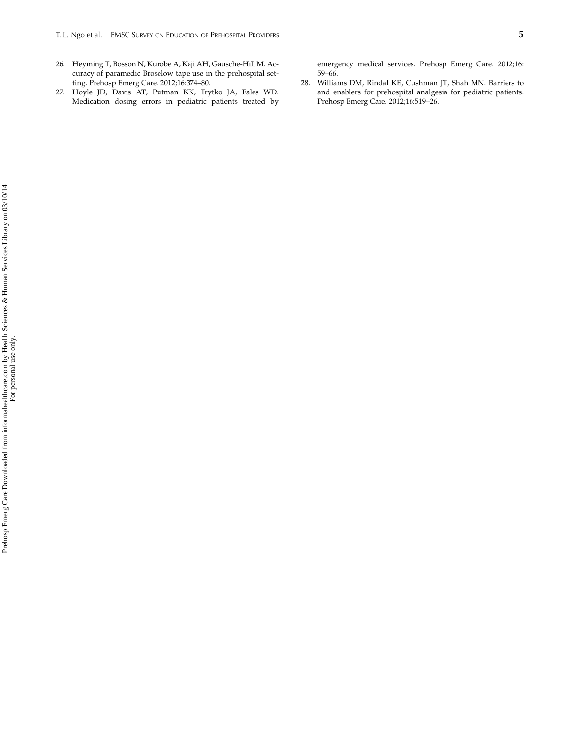26. Heyming T, Bosson N, Kurobe A, Kaji AH, Gausche-Hill M. Accuracy of paramedic Broselow tape use in the prehospital setting. Prehosp Emerg Care. 2012;16:374–80.
27. Hoyle JD, Davis AT, Putman KK, Trytko JA, Fales WD. Medication dosing errors in pediatric patients treated by emergency medical services. Prehosp Emerg Care. 2012;16: 59–66.
28. Williams DM, Rindal KE, Cushman JT, Shah MN. Barriers to and enablers for prehospital analgesia for pediatric patients. Prehosp Emerg Care. 2012;16:519–26.